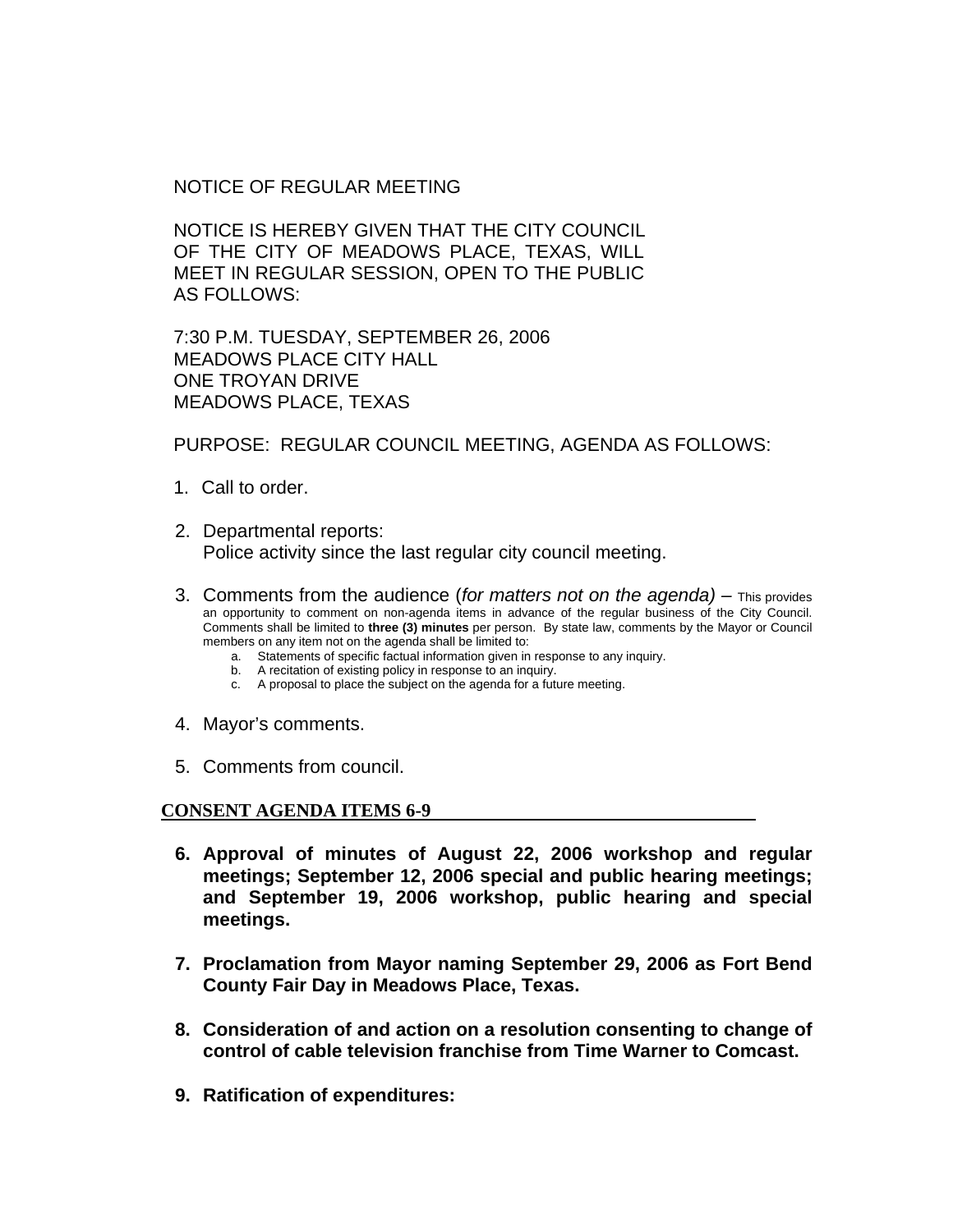NOTICE OF REGULAR MEETING

NOTICE IS HEREBY GIVEN THAT THE CITY COUNCIL OF THE CITY OF MEADOWS PLACE, TEXAS, WILL MEET IN REGULAR SESSION, OPEN TO THE PUBLIC AS FOLLOWS:

7:30 P.M. TUESDAY, SEPTEMBER 26, 2006
MEADOWS PLACE CITY HALL
ONE TROYAN DRIVE
MEADOWS PLACE, TEXAS

PURPOSE: REGULAR COUNCIL MEETING, AGENDA AS FOLLOWS:

1. Call to order.

2. Departmental reports:
   Police activity since the last regular city council meeting.

3. Comments from the audience (*for matters not on the agenda)* – This provides an opportunity to comment on non-agenda items in advance of the regular business of the City Council. Comments shall be limited to **three (3) minutes** per person. By state law, comments by the Mayor or Council members on any item not on the agenda shall be limited to:
   a. Statements of specific factual information given in response to any inquiry.
   b. A recitation of existing policy in response to an inquiry.
   c. A proposal to place the subject on the agenda for a future meeting.

4. Mayor's comments.

5. Comments from council.

**CONSENT AGENDA ITEMS 6-9**

6. **Approval of minutes of August 22, 2006 workshop and regular meetings; September 12, 2006 special and public hearing meetings; and September 19, 2006 workshop, public hearing and special meetings.**

7. **Proclamation from Mayor naming September 29, 2006 as Fort Bend County Fair Day in Meadows Place, Texas.**

8. **Consideration of and action on a resolution consenting to change of control of cable television franchise from Time Warner to Comcast.**

9. **Ratification of expenditures:**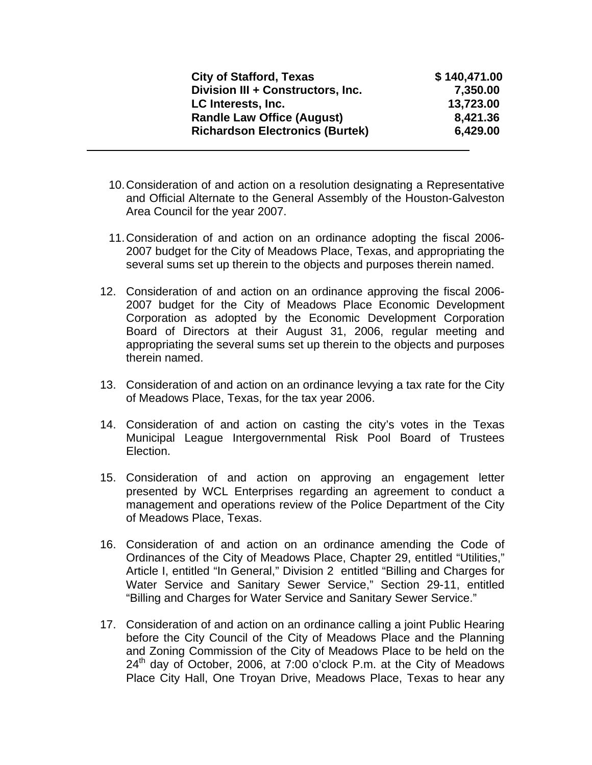| | |
|---|---|
| **City of Stafford, Texas** | **$ 140,471.00** |
| **Division III + Constructors, Inc.** | **7,350.00** |
| **LC Interests, Inc.** | **13,723.00** |
| **Randle Law Office (August)** | **8,421.36** |
| **Richardson Electronics (Burtek)** | **6,429.00** |

---

10. Consideration of and action on a resolution designating a Representative and Official Alternate to the General Assembly of the Houston-Galveston Area Council for the year 2007.

11. Consideration of and action on an ordinance adopting the fiscal 2006-2007 budget for the City of Meadows Place, Texas, and appropriating the several sums set up therein to the objects and purposes therein named.

12. Consideration of and action on an ordinance approving the fiscal 2006-2007 budget for the City of Meadows Place Economic Development Corporation as adopted by the Economic Development Corporation Board of Directors at their August 31, 2006, regular meeting and appropriating the several sums set up therein to the objects and purposes therein named.

13. Consideration of and action on an ordinance levying a tax rate for the City of Meadows Place, Texas, for the tax year 2006.

14. Consideration of and action on casting the city's votes in the Texas Municipal League Intergovernmental Risk Pool Board of Trustees Election.

15. Consideration of and action on approving an engagement letter presented by WCL Enterprises regarding an agreement to conduct a management and operations review of the Police Department of the City of Meadows Place, Texas.

16. Consideration of and action on an ordinance amending the Code of Ordinances of the City of Meadows Place, Chapter 29, entitled "Utilities," Article I, entitled "In General," Division 2 entitled "Billing and Charges for Water Service and Sanitary Sewer Service," Section 29-11, entitled "Billing and Charges for Water Service and Sanitary Sewer Service."

17. Consideration of and action on an ordinance calling a joint Public Hearing before the City Council of the City of Meadows Place and the Planning and Zoning Commission of the City of Meadows Place to be held on the 24th day of October, 2006, at 7:00 o'clock P.m. at the City of Meadows Place City Hall, One Troyan Drive, Meadows Place, Texas to hear any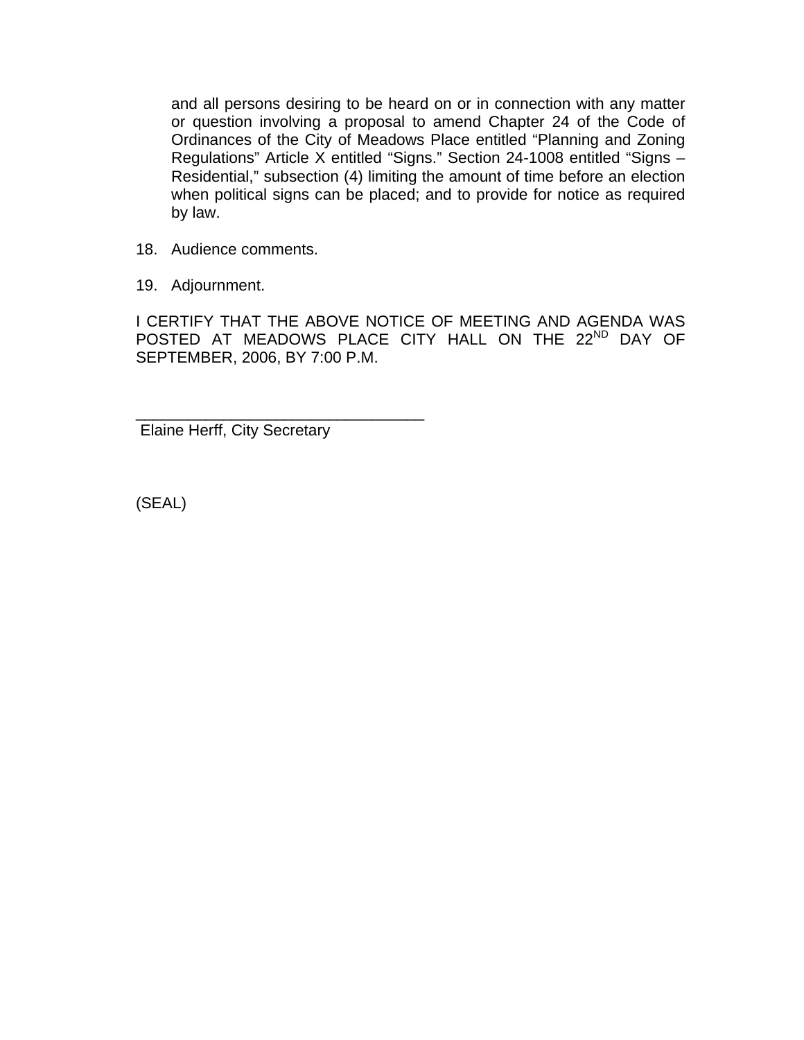and all persons desiring to be heard on or in connection with any matter or question involving a proposal to amend Chapter 24 of the Code of Ordinances of the City of Meadows Place entitled “Planning and Zoning Regulations” Article X entitled “Signs.” Section 24-1008 entitled “Signs – Residential,” subsection (4) limiting the amount of time before an election when political signs can be placed; and to provide for notice as required by law.

18. Audience comments.

19. Adjournment.

I CERTIFY THAT THE ABOVE NOTICE OF MEETING AND AGENDA WAS POSTED AT MEADOWS PLACE CITY HALL ON THE 22ND DAY OF SEPTEMBER, 2006, BY 7:00 P.M.

\_\_\_\_\_\_\_\_\_\_\_\_\_\_\_\_\_\_\_\_\_\_\_\_\_\_\_\_\_\_\_\_\_\_

Elaine Herff, City Secretary

(SEAL)